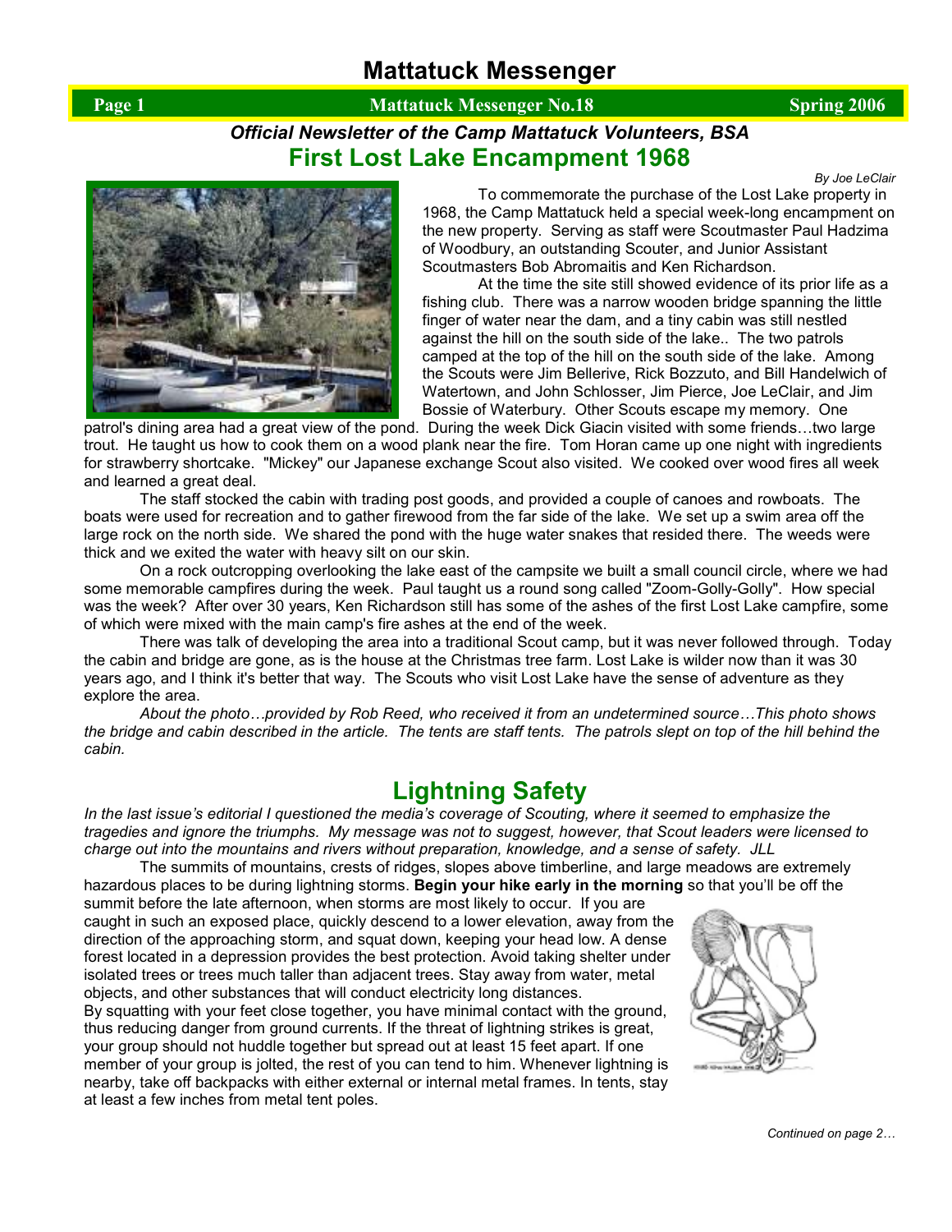# Mattatuck Messenger

**Page 1 | Mattatuck Messenger No.18 | Spring 2006**

***Official Newsletter of the Camp Mattatuck Volunteers, BSA***

## First Lost Lake Encampment 1968

*By Joe LeClair*

To commemorate the purchase of the Lost Lake property in 1968, the Camp Mattatuck held a special week-long encampment on the new property. Serving as staff were Scoutmaster Paul Hadzima of Woodbury, an outstanding Scouter, and Junior Assistant Scoutmasters Bob Abromaitis and Ken Richardson.

At the time the site still showed evidence of its prior life as a fishing club. There was a narrow wooden bridge spanning the little finger of water near the dam, and a tiny cabin was still nestled against the hill on the south side of the lake.. The two patrols camped at the top of the hill on the south side of the lake. Among the Scouts were Jim Bellerive, Rick Bozzuto, and Bill Handelwich of Watertown, and John Schlosser, Jim Pierce, Joe LeClair, and Jim Bossie of Waterbury. Other Scouts escape my memory. One patrol's dining area had a great view of the pond. During the week Dick Giacin visited with some friends…two large trout. He taught us how to cook them on a wood plank near the fire. Tom Horan came up one night with ingredients for strawberry shortcake. "Mickey" our Japanese exchange Scout also visited. We cooked over wood fires all week and learned a great deal.

The staff stocked the cabin with trading post goods, and provided a couple of canoes and rowboats. The boats were used for recreation and to gather firewood from the far side of the lake. We set up a swim area off the large rock on the north side. We shared the pond with the huge water snakes that resided there. The weeds were thick and we exited the water with heavy silt on our skin.

On a rock outcropping overlooking the lake east of the campsite we built a small council circle, where we had some memorable campfires during the week. Paul taught us a round song called "Zoom-Golly-Golly". How special was the week? After over 30 years, Ken Richardson still has some of the ashes of the first Lost Lake campfire, some of which were mixed with the main camp's fire ashes at the end of the week.

There was talk of developing the area into a traditional Scout camp, but it was never followed through. Today the cabin and bridge are gone, as is the house at the Christmas tree farm. Lost Lake is wilder now than it was 30 years ago, and I think it's better that way. The Scouts who visit Lost Lake have the sense of adventure as they explore the area.

*About the photo…provided by Rob Reed, who received it from an undetermined source…This photo shows the bridge and cabin described in the article. The tents are staff tents. The patrols slept on top of the hill behind the cabin.*

## Lightning Safety

*In the last issue's editorial I questioned the media's coverage of Scouting, where it seemed to emphasize the tragedies and ignore the triumphs. My message was not to suggest, however, that Scout leaders were licensed to charge out into the mountains and rivers without preparation, knowledge, and a sense of safety. JLL*

The summits of mountains, crests of ridges, slopes above timberline, and large meadows are extremely hazardous places to be during lightning storms. **Begin your hike early in the morning** so that you'll be off the summit before the late afternoon, when storms are most likely to occur. If you are caught in such an exposed place, quickly descend to a lower elevation, away from the direction of the approaching storm, and squat down, keeping your head low. A dense forest located in a depression provides the best protection. Avoid taking shelter under isolated trees or trees much taller than adjacent trees. Stay away from water, metal objects, and other substances that will conduct electricity long distances.

By squatting with your feet close together, you have minimal contact with the ground, thus reducing danger from ground currents. If the threat of lightning strikes is great, your group should not huddle together but spread out at least 15 feet apart. If one member of your group is jolted, the rest of you can tend to him. Whenever lightning is nearby, take off backpacks with either external or internal metal frames. In tents, stay at least a few inches from metal tent poles.

*Continued on page 2…*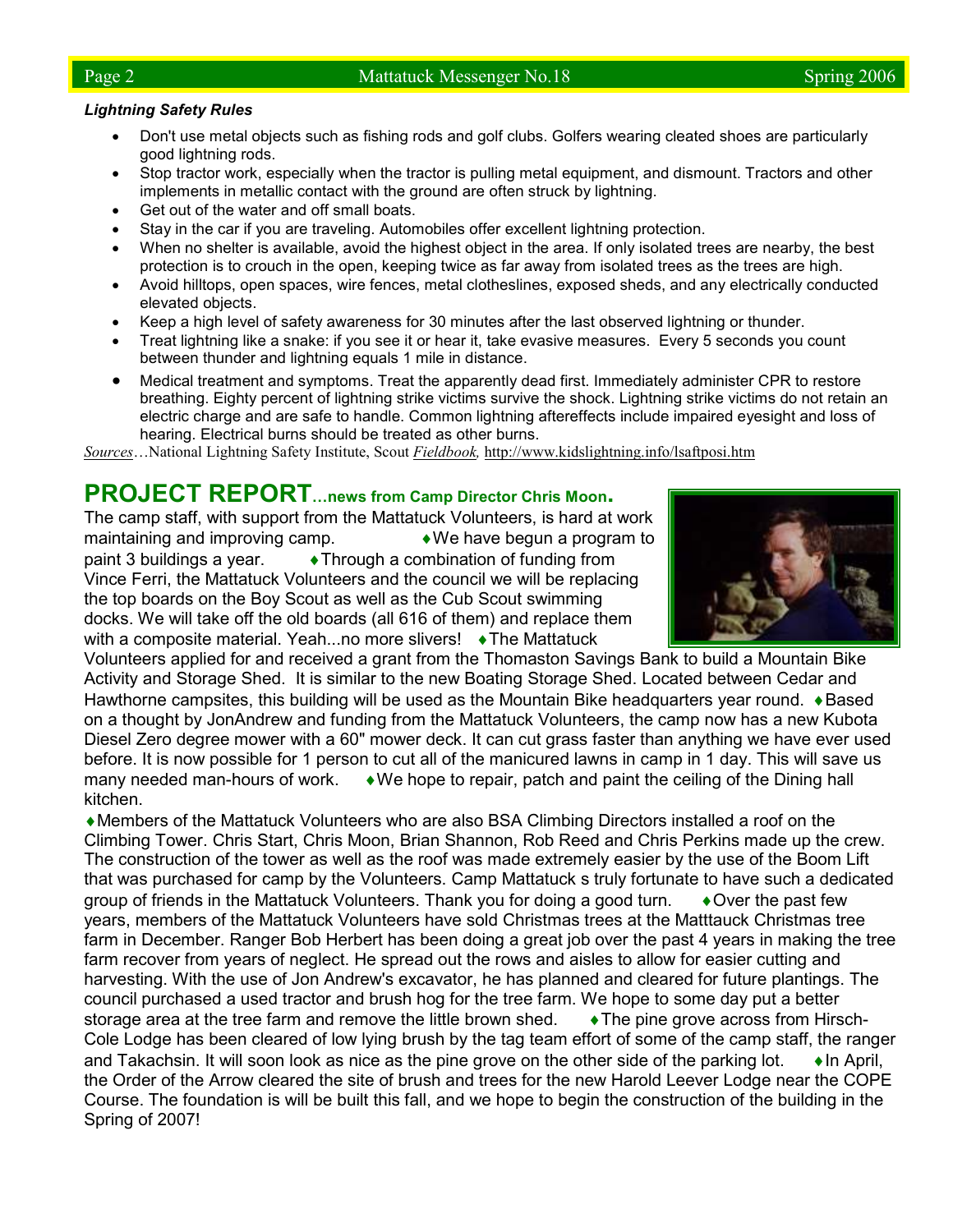***Lightning Safety Rules***

- Don't use metal objects such as fishing rods and golf clubs. Golfers wearing cleated shoes are particularly good lightning rods.
- Stop tractor work, especially when the tractor is pulling metal equipment, and dismount. Tractors and other implements in metallic contact with the ground are often struck by lightning.
- Get out of the water and off small boats.
- Stay in the car if you are traveling. Automobiles offer excellent lightning protection.
- When no shelter is available, avoid the highest object in the area. If only isolated trees are nearby, the best protection is to crouch in the open, keeping twice as far away from isolated trees as the trees are high.
- Avoid hilltops, open spaces, wire fences, metal clotheslines, exposed sheds, and any electrically conducted elevated objects.
- Keep a high level of safety awareness for 30 minutes after the last observed lightning or thunder.
- Treat lightning like a snake: if you see it or hear it, take evasive measures. Every 5 seconds you count between thunder and lightning equals 1 mile in distance.
- Medical treatment and symptoms. Treat the apparently dead first. Immediately administer CPR to restore breathing. Eighty percent of lightning strike victims survive the shock. Lightning strike victims do not retain an electric charge and are safe to handle. Common lightning aftereffects include impaired eyesight and loss of hearing. Electrical burns should be treated as other burns.

*Sources*…National Lightning Safety Institute, Scout ***Fieldbook***, http://www.kidslightning.info/lsaftposi.htm

## PROJECT REPORT…news from Camp Director Chris Moon.

The camp staff, with support from the Mattatuck Volunteers, is hard at work maintaining and improving camp. ♦We have begun a program to paint 3 buildings a year. ♦Through a combination of funding from Vince Ferri, the Mattatuck Volunteers and the council we will be replacing the top boards on the Boy Scout as well as the Cub Scout swimming docks. We will take off the old boards (all 616 of them) and replace them with a composite material. Yeah...no more slivers! ♦The Mattatuck Volunteers applied for and received a grant from the Thomaston Savings Bank to build a Mountain Bike Activity and Storage Shed. It is similar to the new Boating Storage Shed. Located between Cedar and Hawthorne campsites, this building will be used as the Mountain Bike headquarters year round. ♦Based on a thought by JonAndrew and funding from the Mattatuck Volunteers, the camp now has a new Kubota Diesel Zero degree mower with a 60" mower deck. It can cut grass faster than anything we have ever used before. It is now possible for 1 person to cut all of the manicured lawns in camp in 1 day. This will save us many needed man-hours of work. ♦We hope to repair, patch and paint the ceiling of the Dining hall kitchen.

♦Members of the Mattatuck Volunteers who are also BSA Climbing Directors installed a roof on the Climbing Tower. Chris Start, Chris Moon, Brian Shannon, Rob Reed and Chris Perkins made up the crew. The construction of the tower as well as the roof was made extremely easier by the use of the Boom Lift that was purchased for camp by the Volunteers. Camp Mattatuck s truly fortunate to have such a dedicated group of friends in the Mattatuck Volunteers. Thank you for doing a good turn. ♦Over the past few years, members of the Mattatuck Volunteers have sold Christmas trees at the Matttauck Christmas tree farm in December. Ranger Bob Herbert has been doing a great job over the past 4 years in making the tree farm recover from years of neglect. He spread out the rows and aisles to allow for easier cutting and harvesting. With the use of Jon Andrew's excavator, he has planned and cleared for future plantings. The council purchased a used tractor and brush hog for the tree farm. We hope to some day put a better storage area at the tree farm and remove the little brown shed. ♦The pine grove across from Hirsch-Cole Lodge has been cleared of low lying brush by the tag team effort of some of the camp staff, the ranger and Takachsin. It will soon look as nice as the pine grove on the other side of the parking lot. ♦In April, the Order of the Arrow cleared the site of brush and trees for the new Harold Leever Lodge near the COPE Course. The foundation is will be built this fall, and we hope to begin the construction of the building in the Spring of 2007!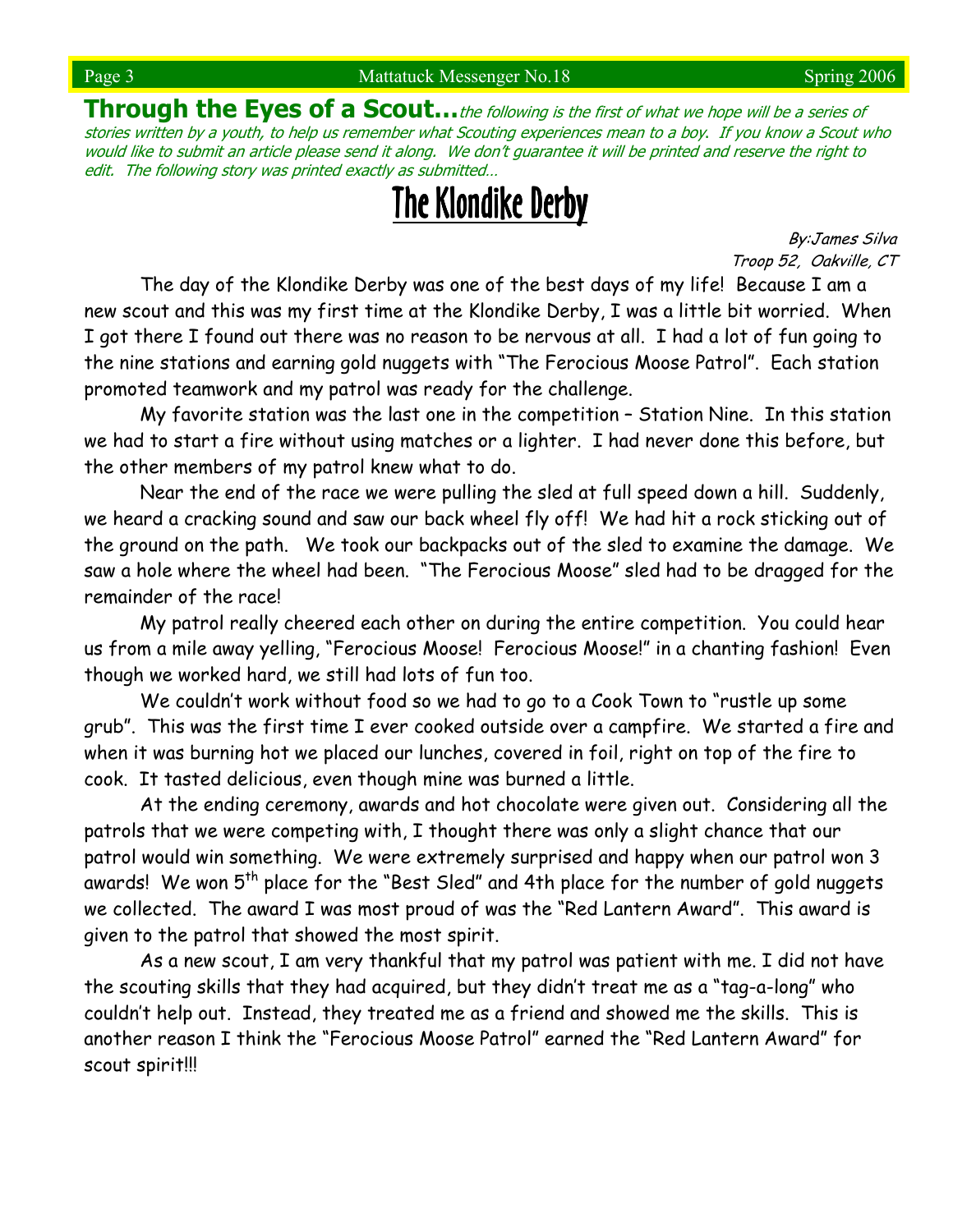## Through the Eyes of a Scout…

*the following is the first of what we hope will be a series of stories written by a youth, to help us remember what Scouting experiences mean to a boy. If you know a Scout who would like to submit an article please send it along. We don't guarantee it will be printed and reserve the right to edit. The following story was printed exactly as submitted…*

# The Klondike Derby

*By:James Silva*
*Troop 52, Oakville, CT*

The day of the Klondike Derby was one of the best days of my life! Because I am a new scout and this was my first time at the Klondike Derby, I was a little bit worried. When I got there I found out there was no reason to be nervous at all. I had a lot of fun going to the nine stations and earning gold nuggets with "The Ferocious Moose Patrol". Each station promoted teamwork and my patrol was ready for the challenge.

My favorite station was the last one in the competition – Station Nine. In this station we had to start a fire without using matches or a lighter. I had never done this before, but the other members of my patrol knew what to do.

Near the end of the race we were pulling the sled at full speed down a hill. Suddenly, we heard a cracking sound and saw our back wheel fly off! We had hit a rock sticking out of the ground on the path. We took our backpacks out of the sled to examine the damage. We saw a hole where the wheel had been. "The Ferocious Moose" sled had to be dragged for the remainder of the race!

My patrol really cheered each other on during the entire competition. You could hear us from a mile away yelling, "Ferocious Moose! Ferocious Moose!" in a chanting fashion! Even though we worked hard, we still had lots of fun too.

We couldn't work without food so we had to go to a Cook Town to "rustle up some grub". This was the first time I ever cooked outside over a campfire. We started a fire and when it was burning hot we placed our lunches, covered in foil, right on top of the fire to cook. It tasted delicious, even though mine was burned a little.

At the ending ceremony, awards and hot chocolate were given out. Considering all the patrols that we were competing with, I thought there was only a slight chance that our patrol would win something. We were extremely surprised and happy when our patrol won 3 awards! We won 5th place for the "Best Sled" and 4th place for the number of gold nuggets we collected. The award I was most proud of was the "Red Lantern Award". This award is given to the patrol that showed the most spirit.

As a new scout, I am very thankful that my patrol was patient with me. I did not have the scouting skills that they had acquired, but they didn't treat me as a "tag-a-long" who couldn't help out. Instead, they treated me as a friend and showed me the skills. This is another reason I think the "Ferocious Moose Patrol" earned the "Red Lantern Award" for scout spirit!!!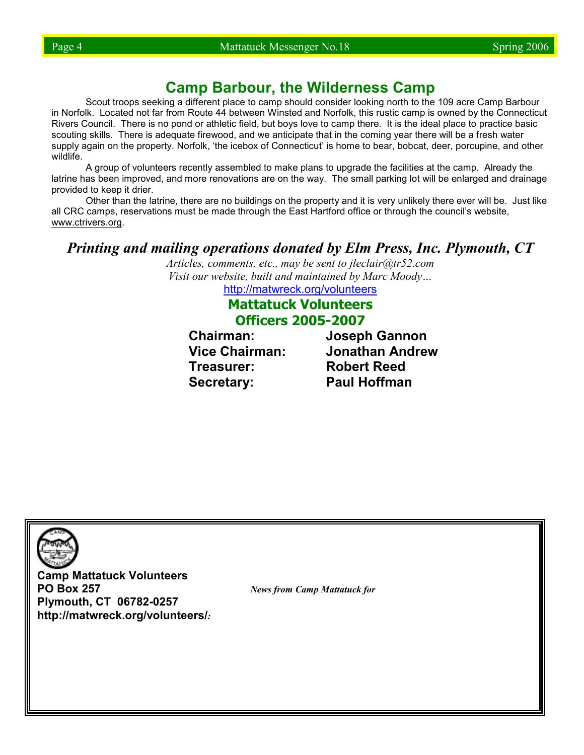## Camp Barbour, the Wilderness Camp

Scout troops seeking a different place to camp should consider looking north to the 109 acre Camp Barbour in Norfolk. Located not far from Route 44 between Winsted and Norfolk, this rustic camp is owned by the Connecticut Rivers Council. There is no pond or athletic field, but boys love to camp there. It is the ideal place to practice basic scouting skills. There is adequate firewood, and we anticipate that in the coming year there will be a fresh water supply again on the property. Norfolk, 'the icebox of Connecticut' is home to bear, bobcat, deer, porcupine, and other wildlife.

A group of volunteers recently assembled to make plans to upgrade the facilities at the camp. Already the latrine has been improved, and more renovations are on the way. The small parking lot will be enlarged and drainage provided to keep it drier.

Other than the latrine, there are no buildings on the property and it is very unlikely there ever will be. Just like all CRC camps, reservations must be made through the East Hartford office or through the council's website, www.ctrivers.org.

***Printing and mailing operations donated by Elm Press, Inc. Plymouth, CT***

*Articles, comments, etc., may be sent to jleclair@tr52.com*

*Visit our website, built and maintained by Marc Moody…*

http://matwreck.org/volunteers

### Mattatuck Volunteers
### Officers 2005-2007

| | |
|---|---|
| **Chairman:** | **Joseph Gannon** |
| **Vice Chairman:** | **Jonathan Andrew** |
| **Treasurer:** | **Robert Reed** |
| **Secretary:** | **Paul Hoffman** |

**Camp Mattatuck Volunteers**
**PO Box 257**
**Plymouth, CT 06782-0257**
**http://matwreck.org/volunteers/**

*News from Camp Mattatuck for*